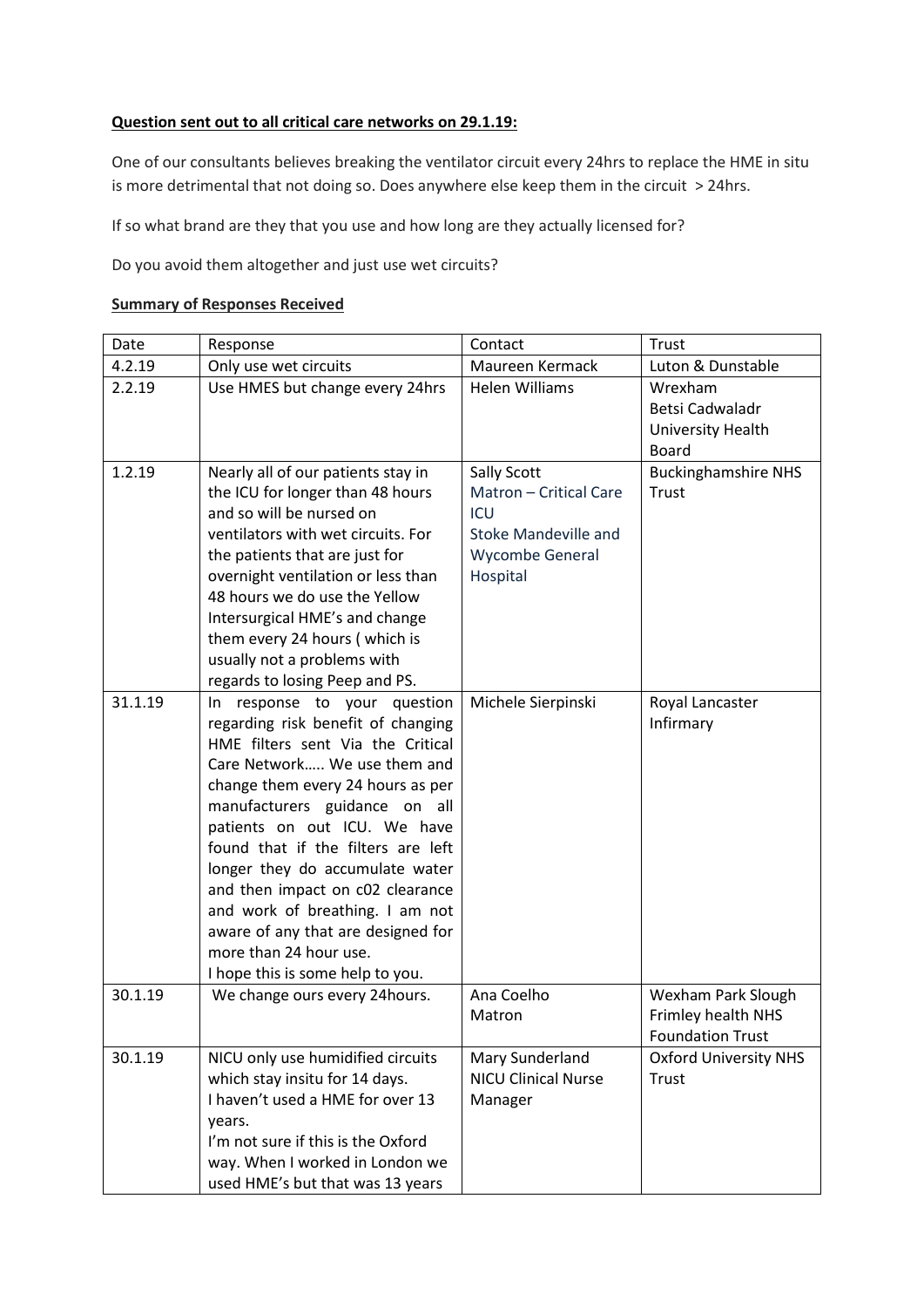**Question sent out to all critical care networks on 29.1.19:**

One of our consultants believes breaking the ventilator circuit every 24hrs to replace the HME in situ is more detrimental that not doing so. Does anywhere else keep them in the circuit > 24hrs.

If so what brand are they that you use and how long are they actually licensed for?

Do you avoid them altogether and just use wet circuits?

**Summary of Responses Received**

| Date | Response | Contact | Trust |
|---|---|---|---|
| 4.2.19 | Only use wet circuits | Maureen Kermack | Luton & Dunstable |
| 2.2.19 | Use HMES but change every 24hrs | Helen Williams | Wrexham Betsi Cadwaladr University Health Board |
| 1.2.19 | Nearly all of our patients stay in the ICU for longer than 48 hours and so will be nursed on ventilators with wet circuits. For the patients that are just for overnight ventilation or less than 48 hours we do use the Yellow Intersurgical HME's and change them every 24 hours ( which is usually not a problems with regards to losing Peep and PS. | Sally Scott Matron – Critical Care ICU Stoke Mandeville and Wycombe General Hospital | Buckinghamshire NHS Trust |
| 31.1.19 | In response to your question regarding risk benefit of changing HME filters sent Via the Critical Care Network….. We use them and change them every 24 hours as per manufacturers guidance on all patients on out ICU. We have found that if the filters are left longer they do accumulate water and then impact on c02 clearance and work of breathing. I am not aware of any that are designed for more than 24 hour use. I hope this is some help to you. | Michele Sierpinski | Royal Lancaster Infirmary |
| 30.1.19 | We change ours every 24hours. | Ana Coelho Matron | Wexham Park Slough Frimley health NHS Foundation Trust |
| 30.1.19 | NICU only use humidified circuits which stay insitu for 14 days. I haven't used a HME for over 13 years. I'm not sure if this is the Oxford way. When I worked in London we used HME's but that was 13 years | Mary Sunderland NICU Clinical Nurse Manager | Oxford University NHS Trust |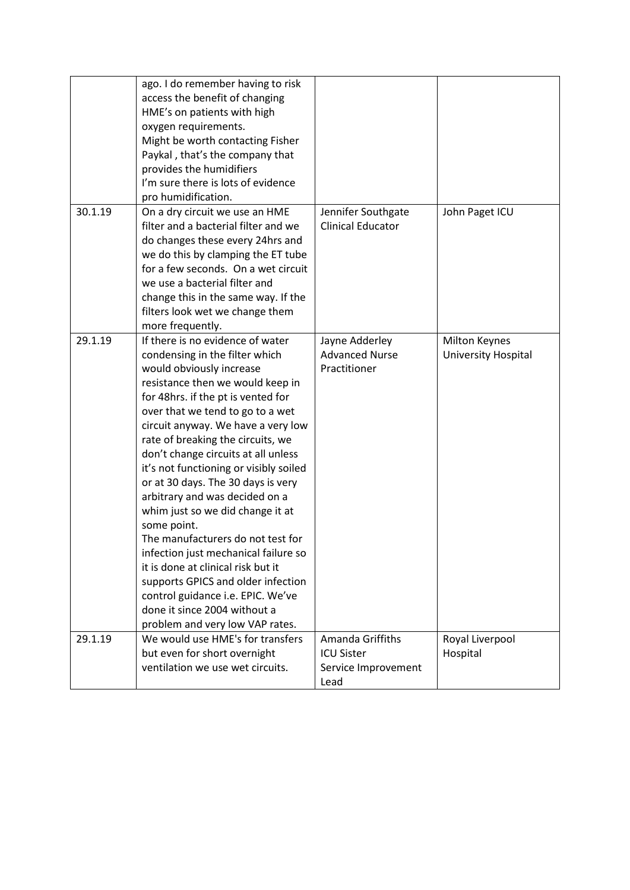| | | | |
|---|---|---|---|
| | ago. I do remember having to risk access the benefit of changing HME's on patients with high oxygen requirements. Might be worth contacting Fisher Paykal , that's the company that provides the humidifiers I'm sure there is lots of evidence pro humidification. | | |
| 30.1.19 | On a dry circuit we use an HME filter and a bacterial filter and we do changes these every 24hrs and we do this by clamping the ET tube for a few seconds. On a wet circuit we use a bacterial filter and change this in the same way. If the filters look wet we change them more frequently. | Jennifer Southgate Clinical Educator | John Paget ICU |
| 29.1.19 | If there is no evidence of water condensing in the filter which would obviously increase resistance then we would keep in for 48hrs. if the pt is vented for over that we tend to go to a wet circuit anyway. We have a very low rate of breaking the circuits, we don't change circuits at all unless it's not functioning or visibly soiled or at 30 days. The 30 days is very arbitrary and was decided on a whim just so we did change it at some point. The manufacturers do not test for infection just mechanical failure so it is done at clinical risk but it supports GPICS and older infection control guidance i.e. EPIC. We've done it since 2004 without a problem and very low VAP rates. | Jayne Adderley Advanced Nurse Practitioner | Milton Keynes University Hospital |
| 29.1.19 | We would use HME's for transfers but even for short overnight ventilation we use wet circuits. | Amanda Griffiths ICU Sister Service Improvement Lead | Royal Liverpool Hospital |